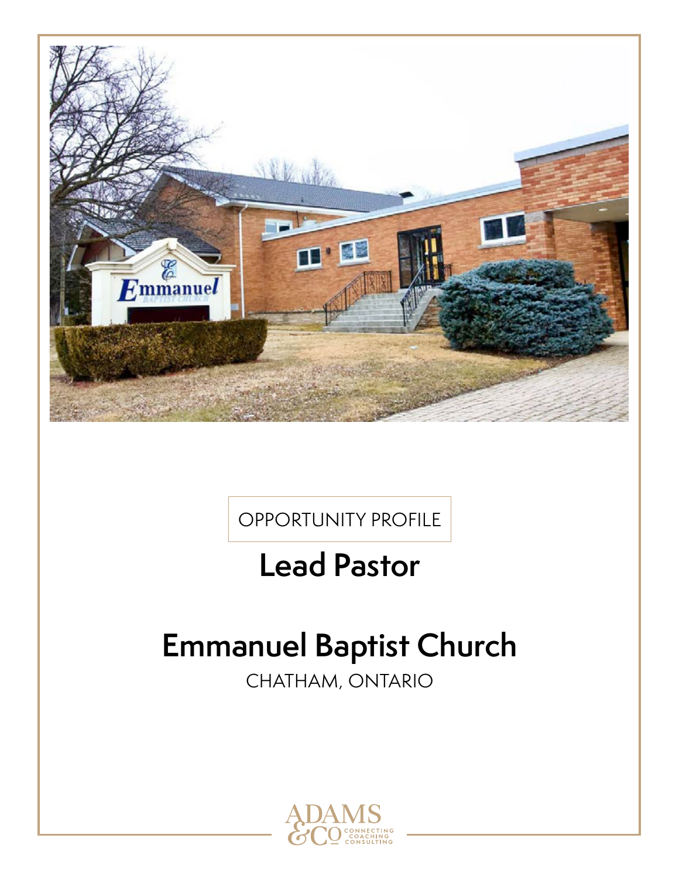OPPORTUNITY PROFILE

# Lead Pastor

# Emmanuel Baptist Church

CHATHAM, ONTARIO

ADAMS & CO — CONNECTING COACHING CONSULTING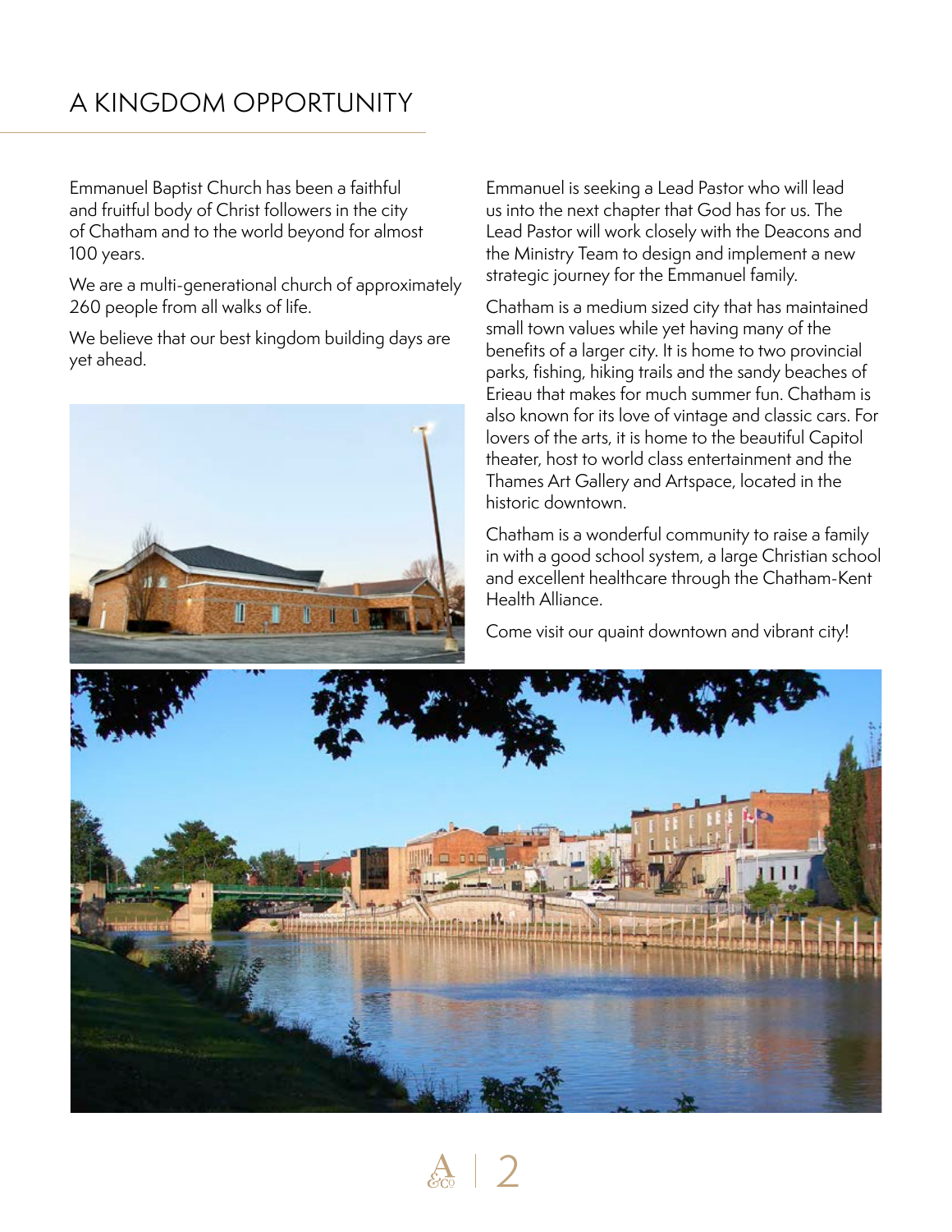# A KINGDOM OPPORTUNITY

Emmanuel Baptist Church has been a faithful and fruitful body of Christ followers in the city of Chatham and to the world beyond for almost 100 years.

We are a multi-generational church of approximately 260 people from all walks of life.

We believe that our best kingdom building days are yet ahead.

Emmanuel is seeking a Lead Pastor who will lead us into the next chapter that God has for us. The Lead Pastor will work closely with the Deacons and the Ministry Team to design and implement a new strategic journey for the Emmanuel family.

Chatham is a medium sized city that has maintained small town values while yet having many of the benefits of a larger city. It is home to two provincial parks, fishing, hiking trails and the sandy beaches of Erieau that makes for much summer fun. Chatham is also known for its love of vintage and classic cars. For lovers of the arts, it is home to the beautiful Capitol theater, host to world class entertainment and the Thames Art Gallery and Artspace, located in the historic downtown.

Chatham is a wonderful community to raise a family in with a good school system, a large Christian school and excellent healthcare through the Chatham-Kent Health Alliance.

Come visit our quaint downtown and vibrant city!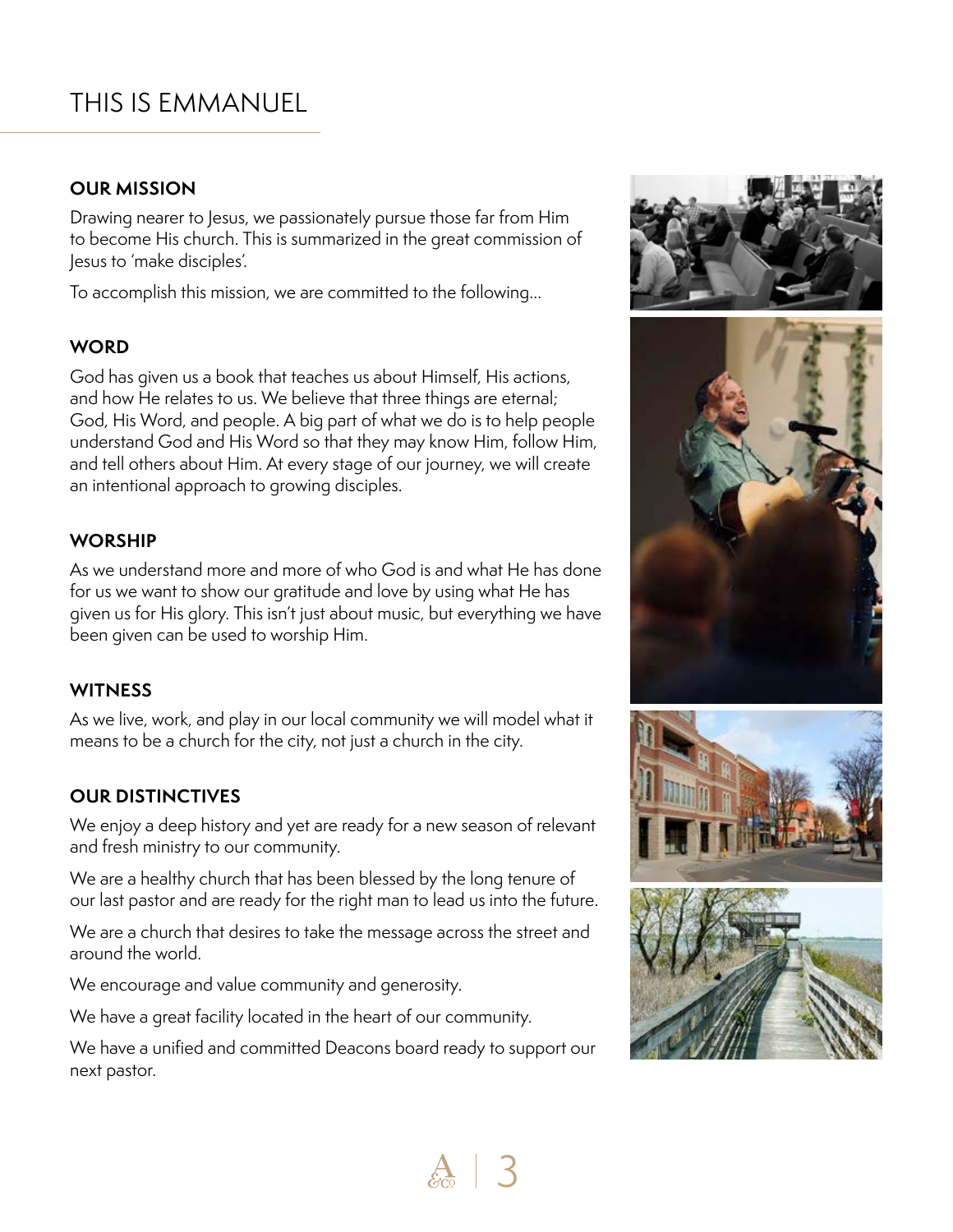# THIS IS EMMANUEL

### OUR MISSION

Drawing nearer to Jesus, we passionately pursue those far from Him to become His church. This is summarized in the great commission of Jesus to 'make disciples'.

To accomplish this mission, we are committed to the following...

### WORD

God has given us a book that teaches us about Himself, His actions, and how He relates to us. We believe that three things are eternal; God, His Word, and people. A big part of what we do is to help people understand God and His Word so that they may know Him, follow Him, and tell others about Him. At every stage of our journey, we will create an intentional approach to growing disciples.

### WORSHIP

As we understand more and more of who God is and what He has done for us we want to show our gratitude and love by using what He has given us for His glory. This isn't just about music, but everything we have been given can be used to worship Him.

### WITNESS

As we live, work, and play in our local community we will model what it means to be a church for the city, not just a church in the city.

### OUR DISTINCTIVES

We enjoy a deep history and yet are ready for a new season of relevant and fresh ministry to our community.

We are a healthy church that has been blessed by the long tenure of our last pastor and are ready for the right man to lead us into the future.

We are a church that desires to take the message across the street and around the world.

We encourage and value community and generosity.

We have a great facility located in the heart of our community.

We have a unified and committed Deacons board ready to support our next pastor.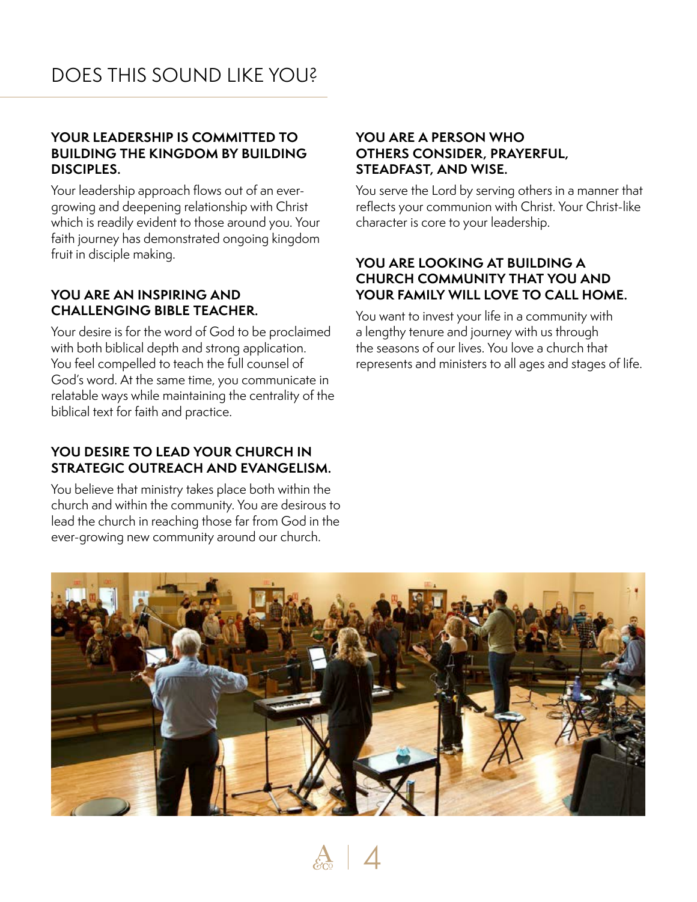# DOES THIS SOUND LIKE YOU?

**YOUR LEADERSHIP IS COMMITTED TO BUILDING THE KINGDOM BY BUILDING DISCIPLES.**

Your leadership approach flows out of an ever-growing and deepening relationship with Christ which is readily evident to those around you. Your faith journey has demonstrated ongoing kingdom fruit in disciple making.

**YOU ARE AN INSPIRING AND CHALLENGING BIBLE TEACHER.**

Your desire is for the word of God to be proclaimed with both biblical depth and strong application. You feel compelled to teach the full counsel of God's word. At the same time, you communicate in relatable ways while maintaining the centrality of the biblical text for faith and practice.

**YOU DESIRE TO LEAD YOUR CHURCH IN STRATEGIC OUTREACH AND EVANGELISM.**

You believe that ministry takes place both within the church and within the community. You are desirous to lead the church in reaching those far from God in the ever-growing new community around our church.

**YOU ARE A PERSON WHO OTHERS CONSIDER, PRAYERFUL, STEADFAST, AND WISE.**

You serve the Lord by serving others in a manner that reflects your communion with Christ. Your Christ-like character is core to your leadership.

**YOU ARE LOOKING AT BUILDING A CHURCH COMMUNITY THAT YOU AND YOUR FAMILY WILL LOVE TO CALL HOME.**

You want to invest your life in a community with a lengthy tenure and journey with us through the seasons of our lives. You love a church that represents and ministers to all ages and stages of life.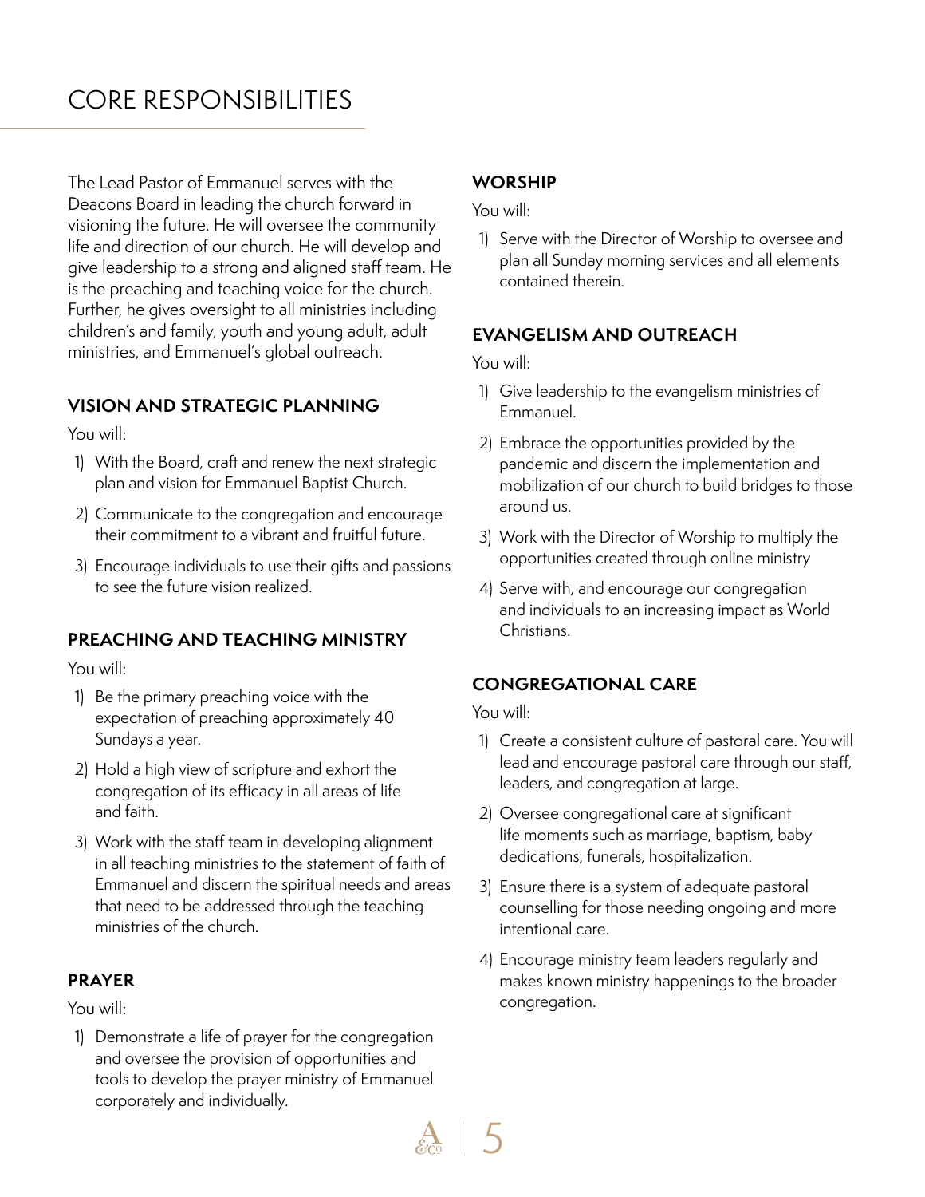# CORE RESPONSIBILITIES

The Lead Pastor of Emmanuel serves with the Deacons Board in leading the church forward in visioning the future. He will oversee the community life and direction of our church. He will develop and give leadership to a strong and aligned staff team. He is the preaching and teaching voice for the church. Further, he gives oversight to all ministries including children's and family, youth and young adult, adult ministries, and Emmanuel's global outreach.

## VISION AND STRATEGIC PLANNING

You will:

1) With the Board, craft and renew the next strategic plan and vision for Emmanuel Baptist Church.
2) Communicate to the congregation and encourage their commitment to a vibrant and fruitful future.
3) Encourage individuals to use their gifts and passions to see the future vision realized.

## PREACHING AND TEACHING MINISTRY

You will:

1) Be the primary preaching voice with the expectation of preaching approximately 40 Sundays a year.
2) Hold a high view of scripture and exhort the congregation of its efficacy in all areas of life and faith.
3) Work with the staff team in developing alignment in all teaching ministries to the statement of faith of Emmanuel and discern the spiritual needs and areas that need to be addressed through the teaching ministries of the church.

## PRAYER

You will:

1) Demonstrate a life of prayer for the congregation and oversee the provision of opportunities and tools to develop the prayer ministry of Emmanuel corporately and individually.

## WORSHIP

You will:

1) Serve with the Director of Worship to oversee and plan all Sunday morning services and all elements contained therein.

## EVANGELISM AND OUTREACH

You will:

1) Give leadership to the evangelism ministries of Emmanuel.
2) Embrace the opportunities provided by the pandemic and discern the implementation and mobilization of our church to build bridges to those around us.
3) Work with the Director of Worship to multiply the opportunities created through online ministry
4) Serve with, and encourage our congregation and individuals to an increasing impact as World Christians.

## CONGREGATIONAL CARE

You will:

1) Create a consistent culture of pastoral care. You will lead and encourage pastoral care through our staff, leaders, and congregation at large.
2) Oversee congregational care at significant life moments such as marriage, baptism, baby dedications, funerals, hospitalization.
3) Ensure there is a system of adequate pastoral counselling for those needing ongoing and more intentional care.
4) Encourage ministry team leaders regularly and makes known ministry happenings to the broader congregation.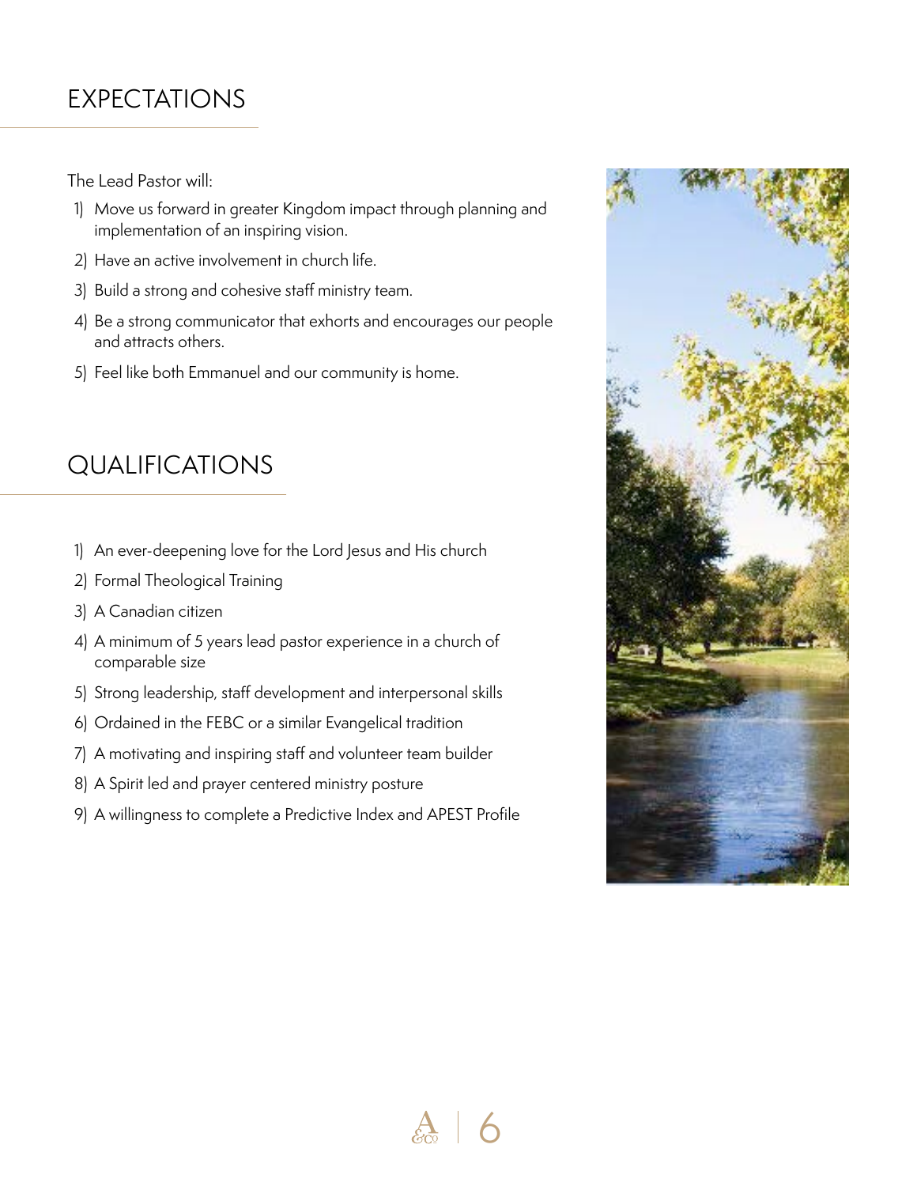## EXPECTATIONS

The Lead Pastor will:

1) Move us forward in greater Kingdom impact through planning and implementation of an inspiring vision.
2) Have an active involvement in church life.
3) Build a strong and cohesive staff ministry team.
4) Be a strong communicator that exhorts and encourages our people and attracts others.
5) Feel like both Emmanuel and our community is home.

## QUALIFICATIONS

1) An ever-deepening love for the Lord Jesus and His church
2) Formal Theological Training
3) A Canadian citizen
4) A minimum of 5 years lead pastor experience in a church of comparable size
5) Strong leadership, staff development and interpersonal skills
6) Ordained in the FEBC or a similar Evangelical tradition
7) A motivating and inspiring staff and volunteer team builder
8) A Spirit led and prayer centered ministry posture
9) A willingness to complete a Predictive Index and APEST Profile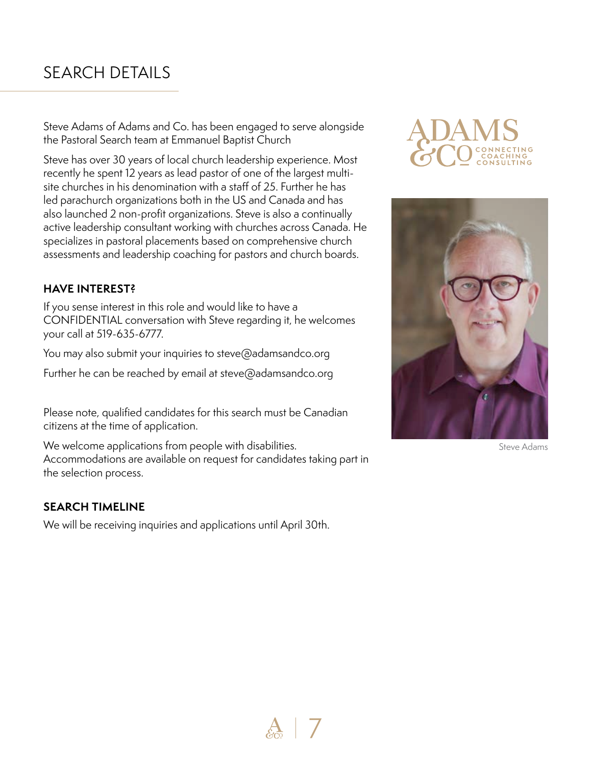# SEARCH DETAILS

Steve Adams of Adams and Co. has been engaged to serve alongside the Pastoral Search team at Emmanuel Baptist Church

Steve has over 30 years of local church leadership experience. Most recently he spent 12 years as lead pastor of one of the largest multi-site churches in his denomination with a staff of 25. Further he has led parachurch organizations both in the US and Canada and has also launched 2 non-profit organizations. Steve is also a continually active leadership consultant working with churches across Canada. He specializes in pastoral placements based on comprehensive church assessments and leadership coaching for pastors and church boards.

ADAMS &CO CONNECTING COACHING CONSULTING

Steve Adams

### HAVE INTEREST?

If you sense interest in this role and would like to have a CONFIDENTIAL conversation with Steve regarding it, he welcomes your call at 519-635-6777.

You may also submit your inquiries to steve@adamsandco.org

Further he can be reached by email at steve@adamsandco.org

Please note, qualified candidates for this search must be Canadian citizens at the time of application.

We welcome applications from people with disabilities. Accommodations are available on request for candidates taking part in the selection process.

### SEARCH TIMELINE

We will be receiving inquiries and applications until April 30th.